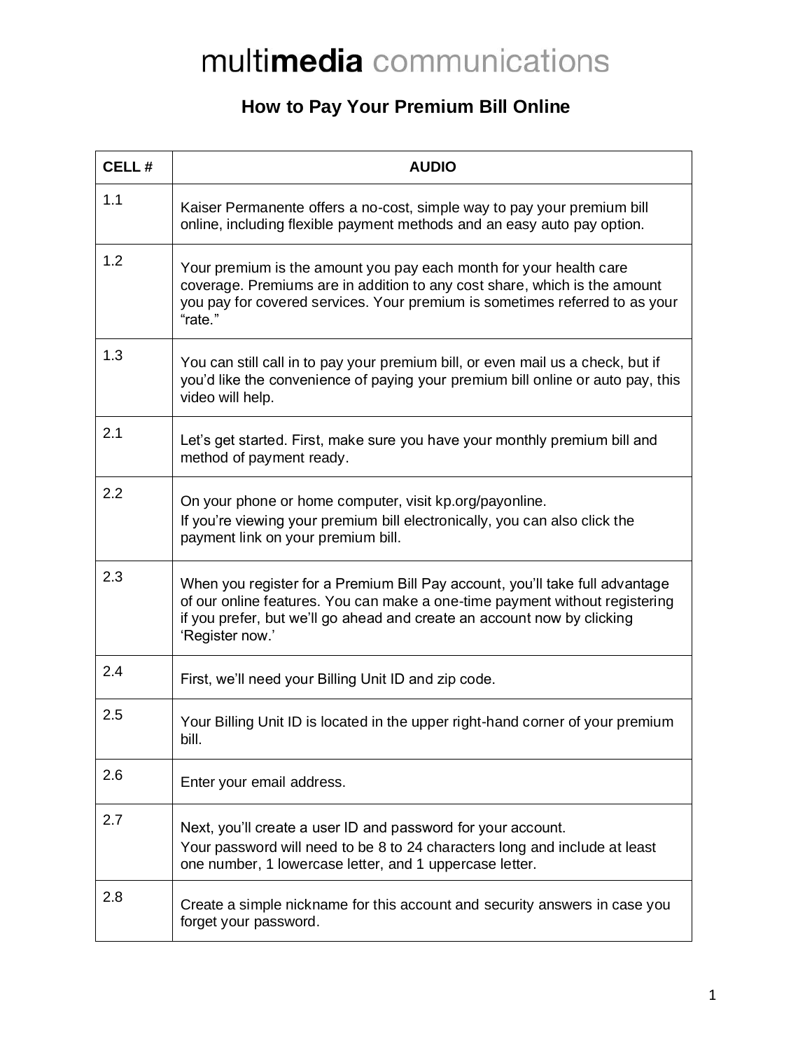# multimedia communications

## How to Pay Your Premium Bill Online

| CELL # | AUDIO |
|---|---|
| 1.1 | Kaiser Permanente offers a no-cost, simple way to pay your premium bill online, including flexible payment methods and an easy auto pay option. |
| 1.2 | Your premium is the amount you pay each month for your health care coverage. Premiums are in addition to any cost share, which is the amount you pay for covered services. Your premium is sometimes referred to as your "rate." |
| 1.3 | You can still call in to pay your premium bill, or even mail us a check, but if you'd like the convenience of paying your premium bill online or auto pay, this video will help. |
| 2.1 | Let's get started. First, make sure you have your monthly premium bill and method of payment ready. |
| 2.2 | On your phone or home computer, visit kp.org/payonline. If you're viewing your premium bill electronically, you can also click the payment link on your premium bill. |
| 2.3 | When you register for a Premium Bill Pay account, you'll take full advantage of our online features. You can make a one-time payment without registering if you prefer, but we'll go ahead and create an account now by clicking 'Register now.' |
| 2.4 | First, we'll need your Billing Unit ID and zip code. |
| 2.5 | Your Billing Unit ID is located in the upper right-hand corner of your premium bill. |
| 2.6 | Enter your email address. |
| 2.7 | Next, you'll create a user ID and password for your account. Your password will need to be 8 to 24 characters long and include at least one number, 1 lowercase letter, and 1 uppercase letter. |
| 2.8 | Create a simple nickname for this account and security answers in case you forget your password. |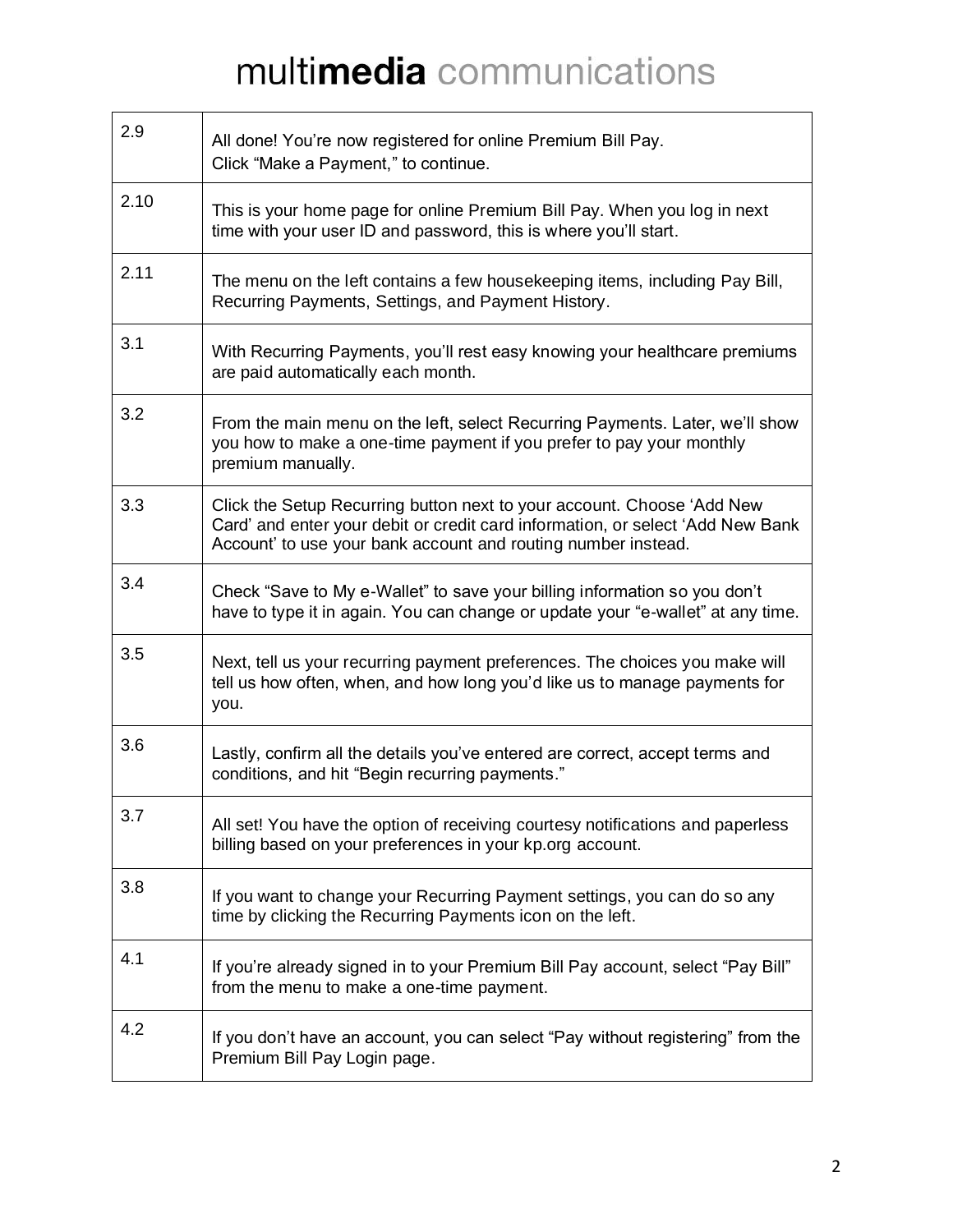| | |
|---|---|
| 2.9 | All done! You're now registered for online Premium Bill Pay. Click "Make a Payment," to continue. |
| 2.10 | This is your home page for online Premium Bill Pay. When you log in next time with your user ID and password, this is where you'll start. |
| 2.11 | The menu on the left contains a few housekeeping items, including Pay Bill, Recurring Payments, Settings, and Payment History. |
| 3.1 | With Recurring Payments, you'll rest easy knowing your healthcare premiums are paid automatically each month. |
| 3.2 | From the main menu on the left, select Recurring Payments. Later, we'll show you how to make a one-time payment if you prefer to pay your monthly premium manually. |
| 3.3 | Click the Setup Recurring button next to your account. Choose 'Add New Card' and enter your debit or credit card information, or select 'Add New Bank Account' to use your bank account and routing number instead. |
| 3.4 | Check "Save to My e-Wallet" to save your billing information so you don't have to type it in again. You can change or update your "e-wallet" at any time. |
| 3.5 | Next, tell us your recurring payment preferences. The choices you make will tell us how often, when, and how long you'd like us to manage payments for you. |
| 3.6 | Lastly, confirm all the details you've entered are correct, accept terms and conditions, and hit "Begin recurring payments." |
| 3.7 | All set! You have the option of receiving courtesy notifications and paperless billing based on your preferences in your kp.org account. |
| 3.8 | If you want to change your Recurring Payment settings, you can do so any time by clicking the Recurring Payments icon on the left. |
| 4.1 | If you're already signed in to your Premium Bill Pay account, select "Pay Bill" from the menu to make a one-time payment. |
| 4.2 | If you don't have an account, you can select "Pay without registering" from the Premium Bill Pay Login page. |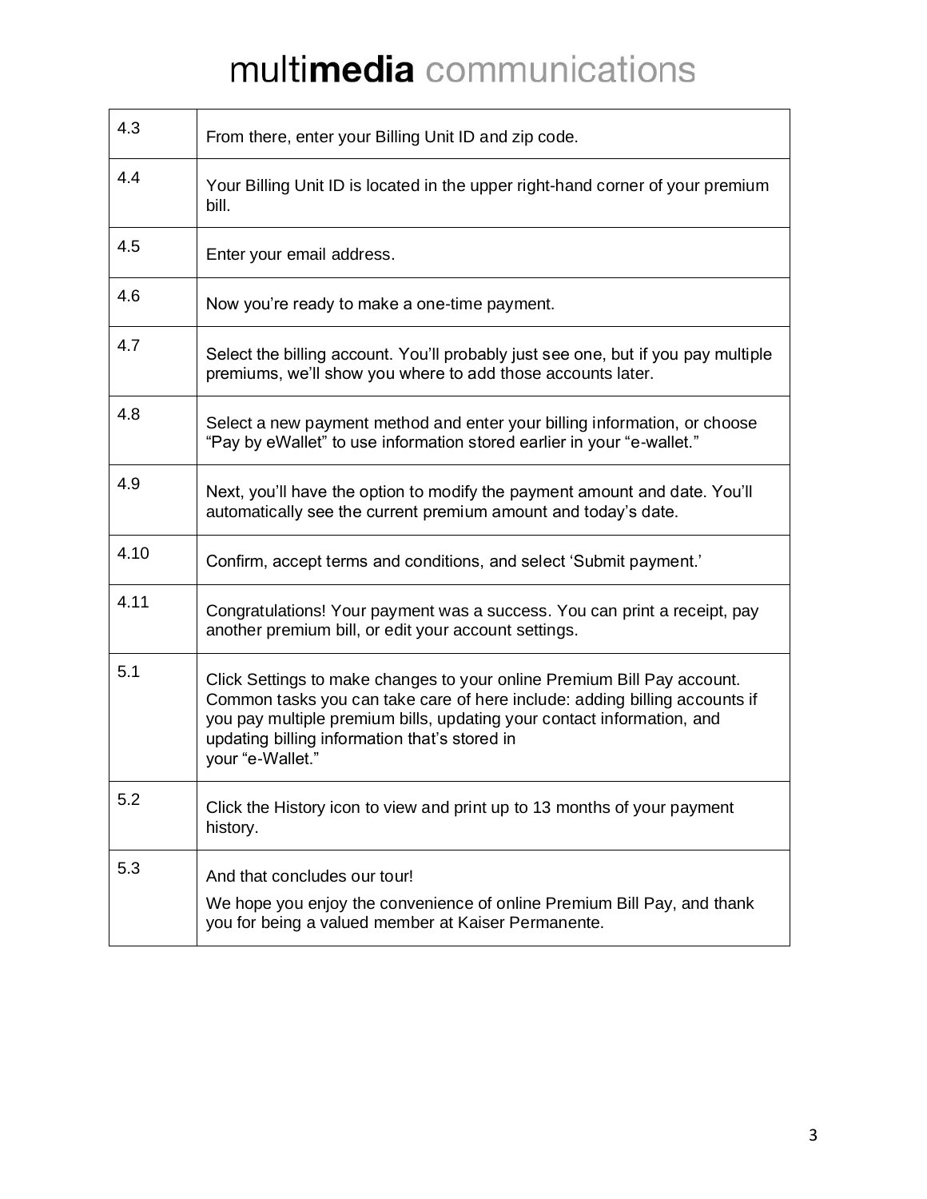# multi**media** communications

| | |
|---|---|
| 4.3 | From there, enter your Billing Unit ID and zip code. |
| 4.4 | Your Billing Unit ID is located in the upper right-hand corner of your premium bill. |
| 4.5 | Enter your email address. |
| 4.6 | Now you're ready to make a one-time payment. |
| 4.7 | Select the billing account. You'll probably just see one, but if you pay multiple premiums, we'll show you where to add those accounts later. |
| 4.8 | Select a new payment method and enter your billing information, or choose "Pay by eWallet" to use information stored earlier in your "e-wallet." |
| 4.9 | Next, you'll have the option to modify the payment amount and date. You'll automatically see the current premium amount and today's date. |
| 4.10 | Confirm, accept terms and conditions, and select 'Submit payment.' |
| 4.11 | Congratulations! Your payment was a success. You can print a receipt, pay another premium bill, or edit your account settings. |
| 5.1 | Click Settings to make changes to your online Premium Bill Pay account. Common tasks you can take care of here include: adding billing accounts if you pay multiple premium bills, updating your contact information, and updating billing information that's stored in your "e-Wallet." |
| 5.2 | Click the History icon to view and print up to 13 months of your payment history. |
| 5.3 | And that concludes our tour!<br><br>We hope you enjoy the convenience of online Premium Bill Pay, and thank you for being a valued member at Kaiser Permanente. |